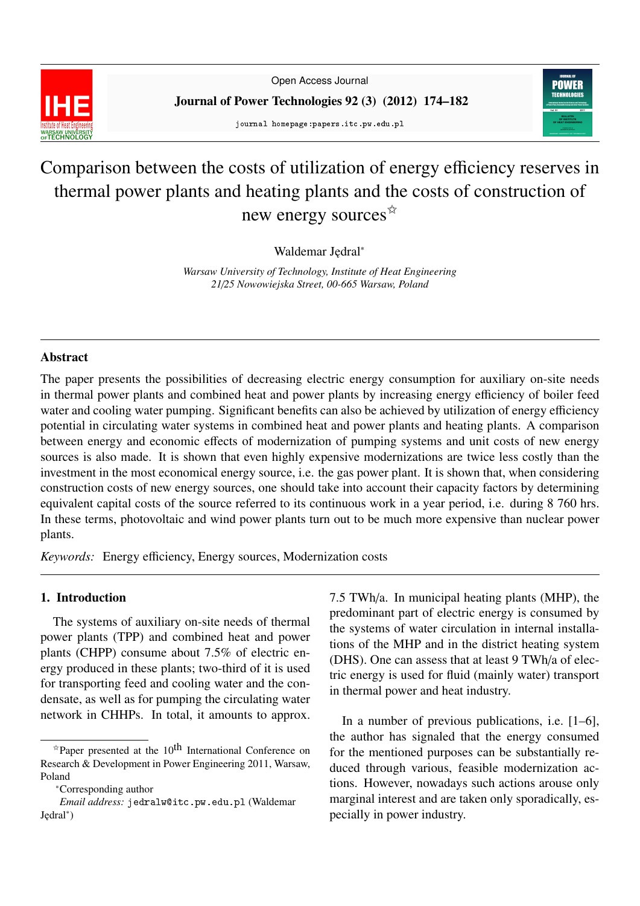Open Access Journal

# Comparison between the costs of utilization of energy efficiency reserves in thermal power plants and heating plants and the costs of construction of new energy sources☆

Waldemar Jędral*

*Warsaw University of Technology, Institute of Heat Engineering*
*21/25 Nowowiejska Street, 00-665 Warsaw, Poland*

---

## Abstract

The paper presents the possibilities of decreasing electric energy consumption for auxiliary on-site needs in thermal power plants and combined heat and power plants by increasing energy efficiency of boiler feed water and cooling water pumping. Significant benefits can also be achieved by utilization of energy efficiency potential in circulating water systems in combined heat and power plants and heating plants. A comparison between energy and economic effects of modernization of pumping systems and unit costs of new energy sources is also made. It is shown that even highly expensive modernizations are twice less costly than the investment in the most economical energy source, i.e. the gas power plant. It is shown that, when considering construction costs of new energy sources, one should take into account their capacity factors by determining equivalent capital costs of the source referred to its continuous work in a year period, i.e. during 8 760 hrs. In these terms, photovoltaic and wind power plants turn out to be much more expensive than nuclear power plants.

*Keywords:* Energy efficiency, Energy sources, Modernization costs

---

## 1. Introduction

The systems of auxiliary on-site needs of thermal power plants (TPP) and combined heat and power plants (CHPP) consume about 7.5% of electric energy produced in these plants; two-third of it is used for transporting feed and cooling water and the condensate, as well as for pumping the circulating water network in CHHPs. In total, it amounts to approx. 7.5 TWh/a. In municipal heating plants (MHP), the predominant part of electric energy is consumed by the systems of water circulation in internal installations of the MHP and in the district heating system (DHS). One can assess that at least 9 TWh/a of electric energy is used for fluid (mainly water) transport in thermal power and heat industry.

In a number of previous publications, i.e. [1–6], the author has signaled that the energy consumed for the mentioned purposes can be substantially reduced through various, feasible modernization actions. However, nowadays such actions arouse only marginal interest and are taken only sporadically, especially in power industry.

---

☆Paper presented at the 10th International Conference on Research & Development in Power Engineering 2011, Warsaw, Poland

*Corresponding author

*Email address:* jedralw@itc.pw.edu.pl (Waldemar Jędral*)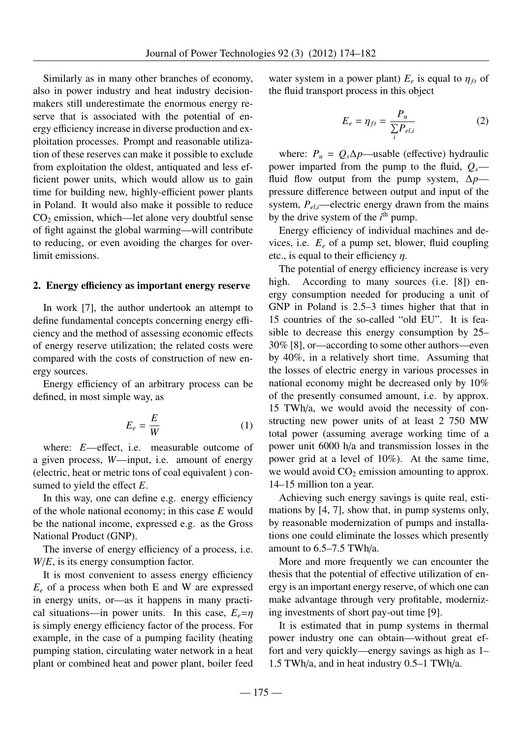Similarly as in many other branches of economy, also in power industry and heat industry decision-makers still underestimate the enormous energy reserve that is associated with the potential of energy efficiency increase in diverse production and exploitation processes. Prompt and reasonable utilization of these reserves can make it possible to exclude from exploitation the oldest, antiquated and less efficient power units, which would allow us to gain time for building new, highly-efficient power plants in Poland. It would also make it possible to reduce $CO_2$ emission, which—let alone very doubtful sense of fight against the global warming—will contribute to reducing, or even avoiding the charges for over-limit emissions.

## 2. Energy efficiency as important energy reserve

In work [7], the author undertook an attempt to define fundamental concepts concerning energy efficiency and the method of assessing economic effects of energy reserve utilization; the related costs were compared with the costs of construction of new energy sources.

Energy efficiency of an arbitrary process can be defined, in most simple way, as

$$E_e = \frac{E}{W} \tag{1}$$

where: $E$—effect, i.e. measurable outcome of a given process, $W$—input, i.e. amount of energy (electric, heat or metric tons of coal equivalent ) consumed to yield the effect $E$.

In this way, one can define e.g. energy efficiency of the whole national economy; in this case $E$ would be the national income, expressed e.g. as the Gross National Product (GNP).

The inverse of energy efficiency of a process, i.e. $W/E$, is its energy consumption factor.

It is most convenient to assess energy efficiency $E_e$ of a process when both E and W are expressed in energy units, or—as it happens in many practical situations—in power units. In this case, $E_e=\eta$ is simply energy efficiency factor of the process. For example, in the case of a pumping facility (heating pumping station, circulating water network in a heat plant or combined heat and power plant, boiler feed water system in a power plant) $E_e$ is equal to $\eta_{ft}$ of the fluid transport process in this object

$$E_e = \eta_{ft} = \frac{P_u}{\sum\limits_i P_{el,i}} \tag{2}$$

where: $P_u = Q_s \Delta p$—usable (effective) hydraulic power imparted from the pump to the fluid, $Q_s$—fluid flow output from the pump system, $\Delta p$—pressure difference between output and input of the system, $P_{el,i}$—electric energy drawn from the mains by the drive system of the $i^{\text{th}}$ pump.

Energy efficiency of individual machines and devices, i.e. $E_e$ of a pump set, blower, fluid coupling etc., is equal to their efficiency $\eta$.

The potential of energy efficiency increase is very high. According to many sources (i.e. [8]) energy consumption needed for producing a unit of GNP in Poland is 2.5–3 times higher that that in 15 countries of the so-called "old EU". It is feasible to decrease this energy consumption by 25–30% [8], or—according to some other authors—even by 40%, in a relatively short time. Assuming that the losses of electric energy in various processes in national economy might be decreased only by 10% of the presently consumed amount, i.e. by approx. 15 TWh/a, we would avoid the necessity of constructing new power units of at least 2 750 MW total power (assuming average working time of a power unit 6000 h/a and transmission losses in the power grid at a level of 10%). At the same time, we would avoid $CO_2$ emission amounting to approx. 14–15 million ton a year.

Achieving such energy savings is quite real, estimations by [4, 7], show that, in pump systems only, by reasonable modernization of pumps and installations one could eliminate the losses which presently amount to 6.5–7.5 TWh/a.

More and more frequently we can encounter the thesis that the potential of effective utilization of energy is an important energy reserve, of which one can make advantage through very profitable, modernizing investments of short pay-out time [9].

It is estimated that in pump systems in thermal power industry one can obtain—without great effort and very quickly—energy savings as high as 1–1.5 TWh/a, and in heat industry 0.5–1 TWh/a.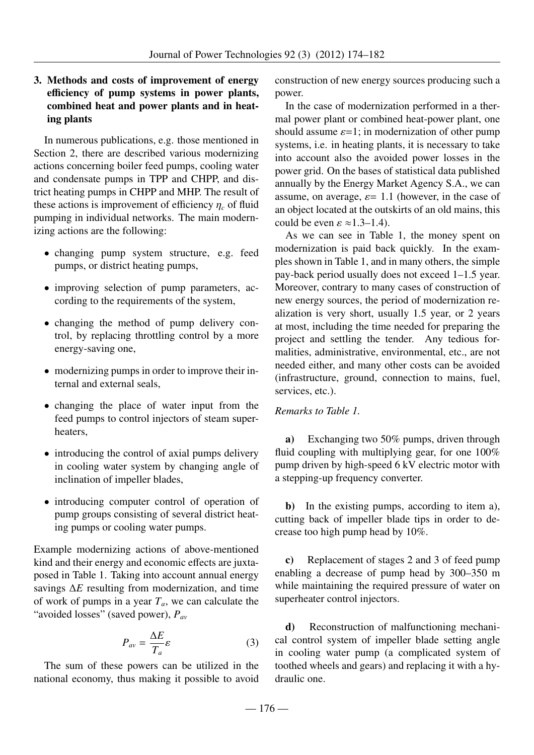## 3. Methods and costs of improvement of energy efficiency of pump systems in power plants, combined heat and power plants and in heating plants

In numerous publications, e.g. those mentioned in Section 2, there are described various modernizing actions concerning boiler feed pumps, cooling water and condensate pumps in TPP and CHPP, and district heating pumps in CHPP and MHP. The result of these actions is improvement of efficiency $\eta_c$ of fluid pumping in individual networks. The main modernizing actions are the following:

- changing pump system structure, e.g. feed pumps, or district heating pumps,
- improving selection of pump parameters, according to the requirements of the system,
- changing the method of pump delivery control, by replacing throttling control by a more energy-saving one,
- modernizing pumps in order to improve their internal and external seals,
- changing the place of water input from the feed pumps to control injectors of steam superheaters,
- introducing the control of axial pumps delivery in cooling water system by changing angle of inclination of impeller blades,
- introducing computer control of operation of pump groups consisting of several district heating pumps or cooling water pumps.

Example modernizing actions of above-mentioned kind and their energy and economic effects are juxtaposed in Table 1. Taking into account annual energy savings $\Delta E$ resulting from modernization, and time of work of pumps in a year $T_a$, we can calculate the "avoided losses" (saved power), $P_{av}$

$$P_{av} = \frac{\Delta E}{T_a}\varepsilon \tag{3}$$

The sum of these powers can be utilized in the national economy, thus making it possible to avoid construction of new energy sources producing such a power.

In the case of modernization performed in a thermal power plant or combined heat-power plant, one should assume $\varepsilon$=1; in modernization of other pump systems, i.e. in heating plants, it is necessary to take into account also the avoided power losses in the power grid. On the bases of statistical data published annually by the Energy Market Agency S.A., we can assume, on average, $\varepsilon$= 1.1 (however, in the case of an object located at the outskirts of an old mains, this could be even $\varepsilon \approx$1.3–1.4).

As we can see in Table 1, the money spent on modernization is paid back quickly. In the examples shown in Table 1, and in many others, the simple pay-back period usually does not exceed 1–1.5 year. Moreover, contrary to many cases of construction of new energy sources, the period of modernization realization is very short, usually 1.5 year, or 2 years at most, including the time needed for preparing the project and settling the tender. Any tedious formalities, administrative, environmental, etc., are not needed either, and many other costs can be avoided (infrastructure, ground, connection to mains, fuel, services, etc.).

*Remarks to Table 1.*

**a)** Exchanging two 50% pumps, driven through fluid coupling with multiplying gear, for one 100% pump driven by high-speed 6 kV electric motor with a stepping-up frequency converter.

**b)** In the existing pumps, according to item a), cutting back of impeller blade tips in order to decrease too high pump head by 10%.

**c)** Replacement of stages 2 and 3 of feed pump enabling a decrease of pump head by 300–350 m while maintaining the required pressure of water on superheater control injectors.

**d)** Reconstruction of malfunctioning mechanical control system of impeller blade setting angle in cooling water pump (a complicated system of toothed wheels and gears) and replacing it with a hydraulic one.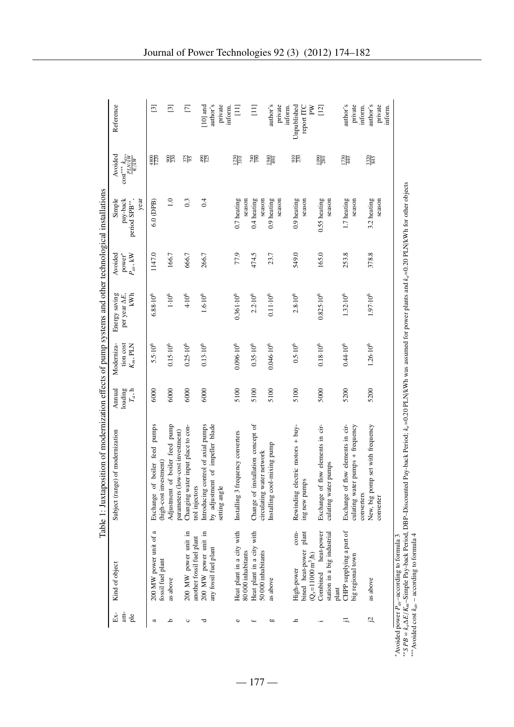Table 1: Juxtaposition of modernization effects of pump systems and other technological installations

| Example | Kind of object | Subject (range) of modernization | Annual loading $T_a$, h | Modernization cost $K_m$, PLN | Energy saving per year $\Delta E$, kWh | Avoided power* $P_{av}$, kW | Simple pay-back period SPB**, year | Avoided cost*** $k_{av}$ $\frac{PLN/kW}{€/kW}$ | Reference |
|---|---|---|---|---|---|---|---|---|---|
| a | 200 MW power unit of a fossil fuel plant | Exchange of boiler feed pumps (high-cost investment) | 6000 | $5.5 \cdot 10^6$ | $6.88 \cdot 10^6$ | 1147.0 | 6.0 (DPB) | $\frac{4800}{1220}$ | [3] |
| b | as above | Adjustment of boiler feed pump parameters (low-cost investment) | 6000 | $0.15 \cdot 10^6$ | $1 \cdot 10^6$ | 166.7 | 1.0 | $\frac{900}{230}$ | [3] |
| c | 200 MW power unit in another fossil fuel plant | Changing water input place to control injectors | 6000 | $0.25 \cdot 10^6$ | $4 \cdot 10^6$ | 666.7 | 0.3 | $\frac{375}{95}$ | [7] |
| d | 200 MW power unit in any fossil fuel plant | Introducing control of axial pumps by adjustment of impeller blade setting angle | 6000 | $0.13 \cdot 10^6$ | $1.6 \cdot 10^6$ | 266.7 | 0.4 | $\frac{490}{125}$ | [10] and author's private inform. |
| e | Heat plant in a city with 80 000 inhabitants | Installing 3 frequency converters | 5100 | $0.096 \cdot 10^6$ | $0.361 \cdot 10^6$ | 77.9 | 0.7 heating season | $\frac{1230}{310}$ | [11] |
| f | Heat plant in a city with 50 000 inhabitants | Change of installation concept of circulating water network | 5100 | $0.35 \cdot 10^6$ | $2.2 \cdot 10^6$ | 474.5 | 0.4 heating season | $\frac{740}{190}$ | [11] |
| g | as above | Installing cool-mixing pump | 5100 | $0.046 \cdot 10^6$ | $0.11 \cdot 10^6$ | 23.7 | 0.9 heating season | $\frac{1940}{490}$ | author's private inform. |
| h | High-power combined heat-power plant ($Q_s$=11000 m$^3$/h) | Rewinding electric motors + buying new pumps | 5100 | $0.5 \cdot 10^6$ | $2.8 \cdot 10^6$ | 549.0 | 0.9 heating season | $\frac{910}{230}$ | Unpublished report ITC PW |
| i | Combined heat-power station in a big industrial plant | Exchange of flow elements in circulating water pumps | 5000 | $0.18 \cdot 10^6$ | $0.825 \cdot 10^6$ | 165.0 | 0.55 heating season | $\frac{1090}{280}$ | [12] |
| j1 | CHPP supplying a part of big regional town | Exchange of flow elements in circulating water pumps + frequency converters | 5200 | $0.44 \cdot 10^6$ | $1.32 \cdot 10^6$ | 253.8 | 1.7 heating season | $\frac{1730}{440}$ | author's private inform. |
| j2 | as above | New, big pomp set with frequency converter | 5200 | $1.26 \cdot 10^6$ | $1.97 \cdot 10^6$ | 378.8 | 3.2 heating season | $\frac{3320}{845}$ | author's private inform. |

* Avoided power $P_{av}$–according to formula 3
** $SPB = k_e \Delta E / K_m$–Simple Pay-back Period, DBP–Discounted Pay-back Period, $k_e$=0.20 PLN/kWh was assumed for power plants and $k_e$=0.20 PLN/kWh for other objects
*** Avoided cost $k_{av}$ – according to formula 4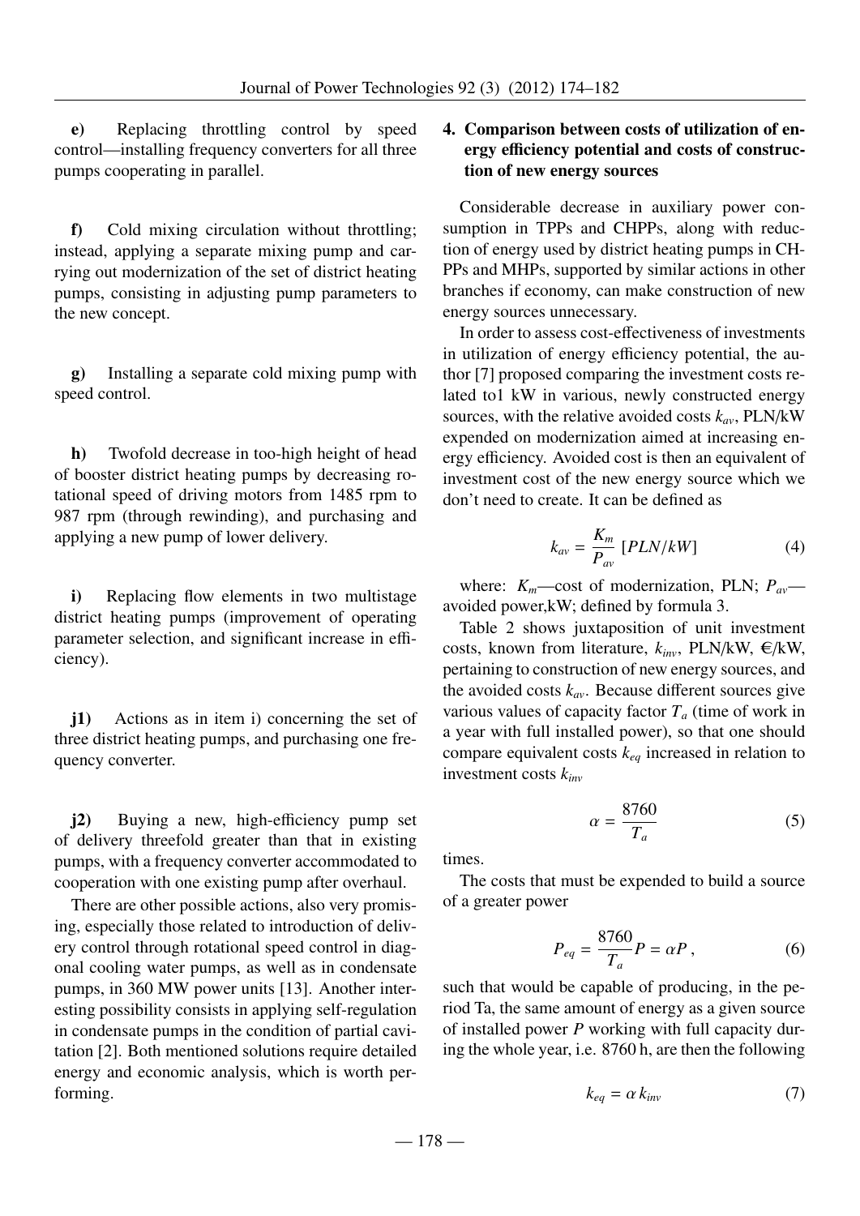**e)** Replacing throttling control by speed control—installing frequency converters for all three pumps cooperating in parallel.

**f)** Cold mixing circulation without throttling; instead, applying a separate mixing pump and carrying out modernization of the set of district heating pumps, consisting in adjusting pump parameters to the new concept.

**g)** Installing a separate cold mixing pump with speed control.

**h)** Twofold decrease in too-high height of head of booster district heating pumps by decreasing rotational speed of driving motors from 1485 rpm to 987 rpm (through rewinding), and purchasing and applying a new pump of lower delivery.

**i)** Replacing flow elements in two multistage district heating pumps (improvement of operating parameter selection, and significant increase in efficiency).

**j1)** Actions as in item i) concerning the set of three district heating pumps, and purchasing one frequency converter.

**j2)** Buying a new, high-efficiency pump set of delivery threefold greater than that in existing pumps, with a frequency converter accommodated to cooperation with one existing pump after overhaul.

There are other possible actions, also very promising, especially those related to introduction of delivery control through rotational speed control in diagonal cooling water pumps, as well as in condensate pumps, in 360 MW power units [13]. Another interesting possibility consists in applying self-regulation in condensate pumps in the condition of partial cavitation [2]. Both mentioned solutions require detailed energy and economic analysis, which is worth performing.

## 4. Comparison between costs of utilization of energy efficiency potential and costs of construction of new energy sources

Considerable decrease in auxiliary power consumption in TPPs and CHPPs, along with reduction of energy used by district heating pumps in CHPPs and MHPs, supported by similar actions in other branches if economy, can make construction of new energy sources unnecessary.

In order to assess cost-effectiveness of investments in utilization of energy efficiency potential, the author [7] proposed comparing the investment costs related to1 kW in various, newly constructed energy sources, with the relative avoided costs $k_{av}$, PLN/kW expended on modernization aimed at increasing energy efficiency. Avoided cost is then an equivalent of investment cost of the new energy source which we don't need to create. It can be defined as

$$k_{av} = \frac{K_m}{P_{av}} \ [PLN/kW] \tag{4}$$

where: $K_m$—cost of modernization, PLN; $P_{av}$—avoided power,kW; defined by formula 3.

Table 2 shows juxtaposition of unit investment costs, known from literature, $k_{inv}$, PLN/kW, €/kW, pertaining to construction of new energy sources, and the avoided costs $k_{av}$. Because different sources give various values of capacity factor $T_a$ (time of work in a year with full installed power), so that one should compare equivalent costs $k_{eq}$ increased in relation to investment costs $k_{inv}$

$$\alpha = \frac{8760}{T_a} \tag{5}$$

times.

The costs that must be expended to build a source of a greater power

$$P_{eq} = \frac{8760}{T_a} P = \alpha P\,, \tag{6}$$

such that would be capable of producing, in the period Ta, the same amount of energy as a given source of installed power $P$ working with full capacity during the whole year, i.e. 8760 h, are then the following

$$k_{eq} = \alpha\, k_{inv} \tag{7}$$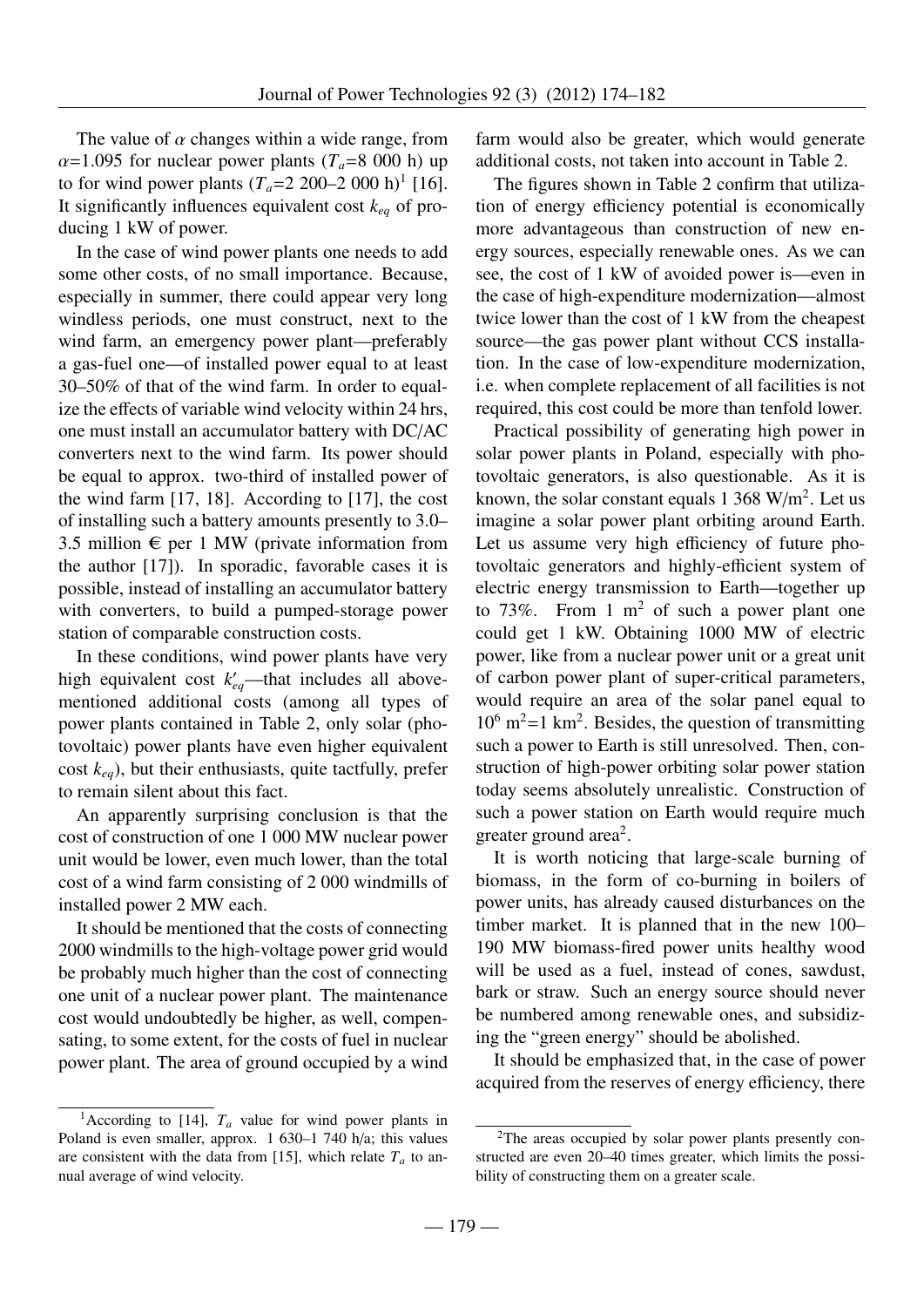The value of $\alpha$ changes within a wide range, from $\alpha$=1.095 for nuclear power plants ($T_a$=8 000 h) up to for wind power plants ($T_a$=2 200–2 000 h)[1] [16]. It significantly influences equivalent cost $k_{eq}$ of producing 1 kW of power.

In the case of wind power plants one needs to add some other costs, of no small importance. Because, especially in summer, there could appear very long windless periods, one must construct, next to the wind farm, an emergency power plant—preferably a gas-fuel one—of installed power equal to at least 30–50% of that of the wind farm. In order to equalize the effects of variable wind velocity within 24 hrs, one must install an accumulator battery with DC/AC converters next to the wind farm. Its power should be equal to approx. two-third of installed power of the wind farm [17, 18]. According to [17], the cost of installing such a battery amounts presently to 3.0–3.5 million € per 1 MW (private information from the author [17]). In sporadic, favorable cases it is possible, instead of installing an accumulator battery with converters, to build a pumped-storage power station of comparable construction costs.

In these conditions, wind power plants have very high equivalent cost $k'_{eq}$—that includes all above-mentioned additional costs (among all types of power plants contained in Table 2, only solar (photovoltaic) power plants have even higher equivalent cost $k_{eq}$), but their enthusiasts, quite tactfully, prefer to remain silent about this fact.

An apparently surprising conclusion is that the cost of construction of one 1 000 MW nuclear power unit would be lower, even much lower, than the total cost of a wind farm consisting of 2 000 windmills of installed power 2 MW each.

It should be mentioned that the costs of connecting 2000 windmills to the high-voltage power grid would be probably much higher than the cost of connecting one unit of a nuclear power plant. The maintenance cost would undoubtedly be higher, as well, compensating, to some extent, for the costs of fuel in nuclear power plant. The area of ground occupied by a wind farm would also be greater, which would generate additional costs, not taken into account in Table 2.

The figures shown in Table 2 confirm that utilization of energy efficiency potential is economically more advantageous than construction of new energy sources, especially renewable ones. As we can see, the cost of 1 kW of avoided power is—even in the case of high-expenditure modernization—almost twice lower than the cost of 1 kW from the cheapest source—the gas power plant without CCS installation. In the case of low-expenditure modernization, i.e. when complete replacement of all facilities is not required, this cost could be more than tenfold lower.

Practical possibility of generating high power in solar power plants in Poland, especially with photovoltaic generators, is also questionable. As it is known, the solar constant equals 1 368 W/m$^2$. Let us imagine a solar power plant orbiting around Earth. Let us assume very high efficiency of future photovoltaic generators and highly-efficient system of electric energy transmission to Earth—together up to 73%. From 1 m$^2$ of such a power plant one could get 1 kW. Obtaining 1000 MW of electric power, like from a nuclear power unit or a great unit of carbon power plant of super-critical parameters, would require an area of the solar panel equal to $10^6$ m$^2$=1 km$^2$. Besides, the question of transmitting such a power to Earth is still unresolved. Then, construction of high-power orbiting solar power station today seems absolutely unrealistic. Construction of such a power station on Earth would require much greater ground area[2].

It is worth noticing that large-scale burning of biomass, in the form of co-burning in boilers of power units, has already caused disturbances on the timber market. It is planned that in the new 100–190 MW biomass-fired power units healthy wood will be used as a fuel, instead of cones, sawdust, bark or straw. Such an energy source should never be numbered among renewable ones, and subsidizing the "green energy" should be abolished.

It should be emphasized that, in the case of power acquired from the reserves of energy efficiency, there

---

[1] According to [14], $T_a$ value for wind power plants in Poland is even smaller, approx. 1 630–1 740 h/a; this values are consistent with the data from [15], which relate $T_a$ to annual average of wind velocity.

[2] The areas occupied by solar power plants presently constructed are even 20–40 times greater, which limits the possibility of constructing them on a greater scale.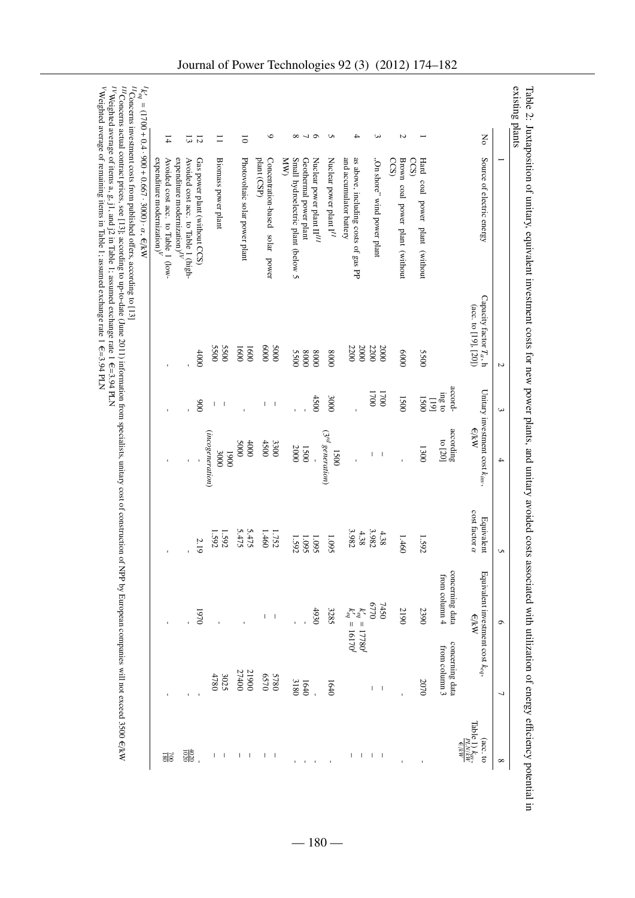Table 2: Juxtaposition of unitary, equivalent investment costs for new power plants, and unitary avoided costs associated with utilization of energy efficiency potential in existing plants

| No | Source of electric energy | Capacity factor $T_a$, h (acc. to [19], [20]) | Unitary investment cost $k_{inv}$, €/kW | | Equivalent cost factor $\alpha$ | Equivalent investment cost $k_{eq}$, €/kW | | (acc. to Table 1) $k_{av}$, $\frac{PLN/kW}{€/kW}$ |
|---|---|---|---|---|---|---|---|---|
| | | | according to [19] | according to [20] | | concerning data from column 4 | concerning data from column 3 | |
| 1 | 2 | | 3 | 4 | 5 | 6 | 7 | 8 |
| 1 | Hard coal power plant (without CCS) | 5500 | 1500 | 1300 | 1.592 | 2390 | 2070 | - |
| 2 | Brown coal power plant (without CCS) | 6000 | 1500 | - | 1.460 | 2190 | - | - |
| 3 | „On shore" wind power plant | 2000<br>2200 | 1700<br>1700 | \|<br>\| | 4.38<br>3.982 | 7450<br>6770 | \| | \|<br>\| |
| 4 | as above, including costs of gas PP and accumulator battery | 2000<br>2200 | - | - | 4.38<br>3.982 | $k'_{eq} = 17780^{I}$<br>$k'_{eq} = 16170^{I}$ | | \| |
| 5 | Nuclear power plant I[II] | 8000 | 3000 | 1500<br>(3rd generation) | 1.095 | 3285 | 1640 | - |
| 6 | Nuclear power plant II[III] | 8000 | 4500 | - | 1.095 | 4930 | - | - |
| 7 | Geothermal power plant | 8000 | - | 1500 | 1.095 | - | 1640 | - |
| 8 | Small hydroelectric plant (below 5 MW) | 5500 | - | 2000 | 1.592 | - | 3180 | - |
| 9 | Concentration-based solar power plant (CSP) | 5000<br>6000 | \|<br>\| | 3300<br>4500 | 1.752<br>1.460 | \|<br>\| | 5780<br>6570 | \|<br>\| |
| 10 | Photovoltaic solar power plant | 1600<br>1600 | - | 4000<br>5000 | 5.475<br>5.475 | - | 21900<br>27400 | \|<br>\| |
| 11 | Biomass power plant | 5500<br>5500 | \|<br>\| | 1900<br>3000<br>(incogeneration) | 1.592<br>1.592 | - | 3025<br>4780 | \|<br>\| |
| 12 | Gas power plant (without CCS) | 4000 | 900 | - | 2.19 | 1970 | - | - |
| 13 | Avoided cost acc. to Table 1 (high-expenditure modernization)[IV] | - | - | - | - | - | - | $\frac{4020}{1020}$ |
| 14 | Avoided cost acc. to Table 1 (low-expenditure modernization)[V] | - | - | - | - | - | - | $\frac{700}{180}$ |

[I] $k'_{eq} = (1700 + 0.4 \cdot 900 + 0.667 \cdot 3000) \cdot \alpha$, €/kW

[II] Concerns investment costs from published offers, according to [13]

[III] Concerns actual contract prices, see [13]; according to up-to-date (June 2011) information from specialists, unitary cost of construction of NPP by European companies will not exceed 3500 €/kW

[IV] Weighted average of items a, g, j1, and j2 in Table 1; assumed exchange rate 1 €=3,94 PLN

[V] Weighted average of remaining items in Table 1; assumed exchange rate 1 €=3,94 PLN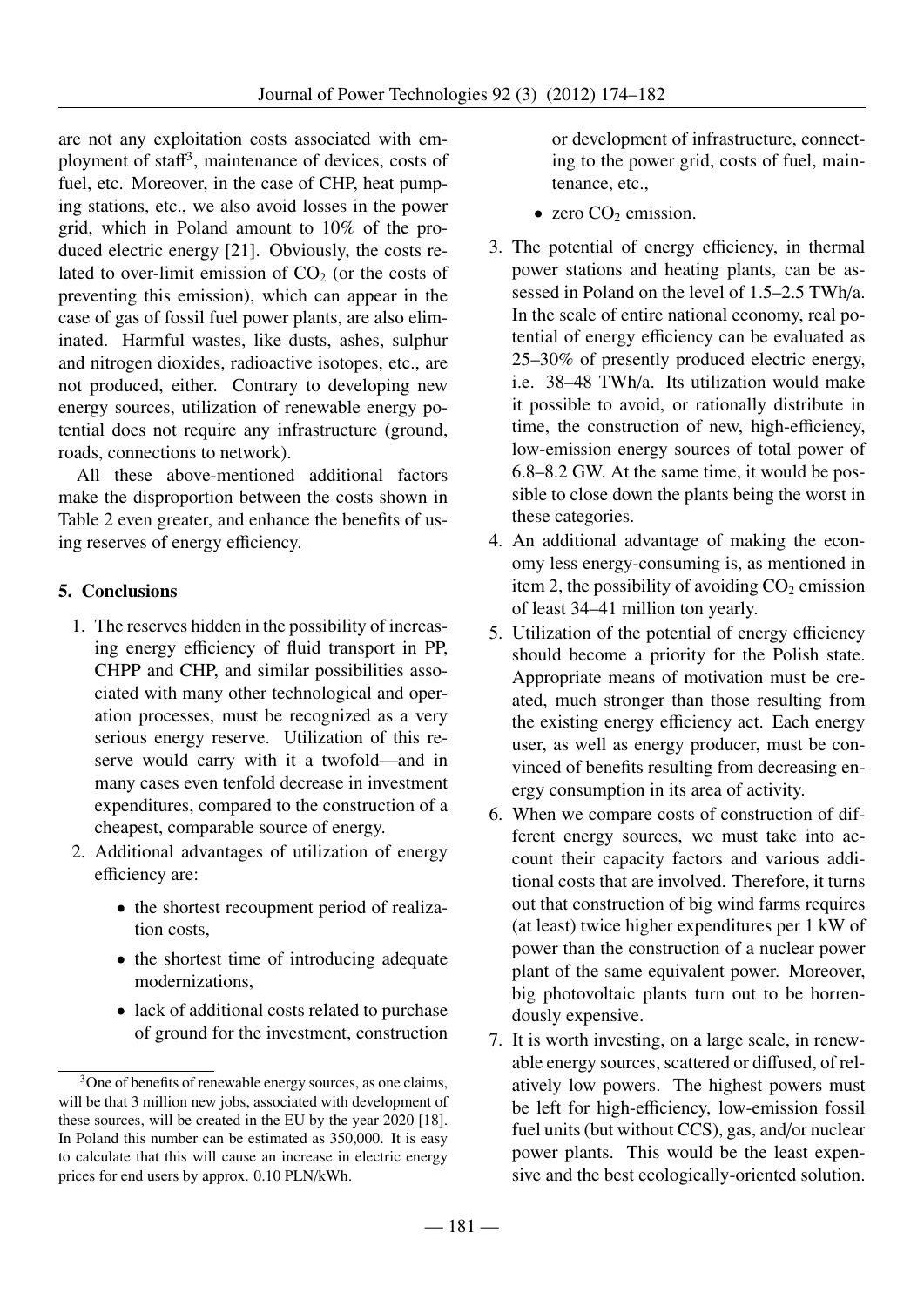are not any exploitation costs associated with employment of staff[3], maintenance of devices, costs of fuel, etc. Moreover, in the case of CHP, heat pumping stations, etc., we also avoid losses in the power grid, which in Poland amount to 10% of the produced electric energy [21]. Obviously, the costs related to over-limit emission of $CO_2$ (or the costs of preventing this emission), which can appear in the case of gas of fossil fuel power plants, are also eliminated. Harmful wastes, like dusts, ashes, sulphur and nitrogen dioxides, radioactive isotopes, etc., are not produced, either. Contrary to developing new energy sources, utilization of renewable energy potential does not require any infrastructure (ground, roads, connections to network).

All these above-mentioned additional factors make the disproportion between the costs shown in Table 2 even greater, and enhance the benefits of using reserves of energy efficiency.

## 5. Conclusions

1. The reserves hidden in the possibility of increasing energy efficiency of fluid transport in PP, CHPP and CHP, and similar possibilities associated with many other technological and operation processes, must be recognized as a very serious energy reserve. Utilization of this reserve would carry with it a twofold—and in many cases even tenfold decrease in investment expenditures, compared to the construction of a cheapest, comparable source of energy.
2. Additional advantages of utilization of energy efficiency are:
   - the shortest recoupment period of realization costs,
   - the shortest time of introducing adequate modernizations,
   - lack of additional costs related to purchase of ground for the investment, construction or development of infrastructure, connecting to the power grid, costs of fuel, maintenance, etc.,
   - zero $CO_2$ emission.
3. The potential of energy efficiency, in thermal power stations and heating plants, can be assessed in Poland on the level of 1.5–2.5 TWh/a. In the scale of entire national economy, real potential of energy efficiency can be evaluated as 25–30% of presently produced electric energy, i.e. 38–48 TWh/a. Its utilization would make it possible to avoid, or rationally distribute in time, the construction of new, high-efficiency, low-emission energy sources of total power of 6.8–8.2 GW. At the same time, it would be possible to close down the plants being the worst in these categories.
4. An additional advantage of making the economy less energy-consuming is, as mentioned in item 2, the possibility of avoiding $CO_2$ emission of least 34–41 million ton yearly.
5. Utilization of the potential of energy efficiency should become a priority for the Polish state. Appropriate means of motivation must be created, much stronger than those resulting from the existing energy efficiency act. Each energy user, as well as energy producer, must be convinced of benefits resulting from decreasing energy consumption in its area of activity.
6. When we compare costs of construction of different energy sources, we must take into account their capacity factors and various additional costs that are involved. Therefore, it turns out that construction of big wind farms requires (at least) twice higher expenditures per 1 kW of power than the construction of a nuclear power plant of the same equivalent power. Moreover, big photovoltaic plants turn out to be horrendously expensive.
7. It is worth investing, on a large scale, in renewable energy sources, scattered or diffused, of relatively low powers. The highest powers must be left for high-efficiency, low-emission fossil fuel units (but without CCS), gas, and/or nuclear power plants. This would be the least expensive and the best ecologically-oriented solution.

[3] One of benefits of renewable energy sources, as one claims, will be that 3 million new jobs, associated with development of these sources, will be created in the EU by the year 2020 [18]. In Poland this number can be estimated as 350,000. It is easy to calculate that this will cause an increase in electric energy prices for end users by approx. 0.10 PLN/kWh.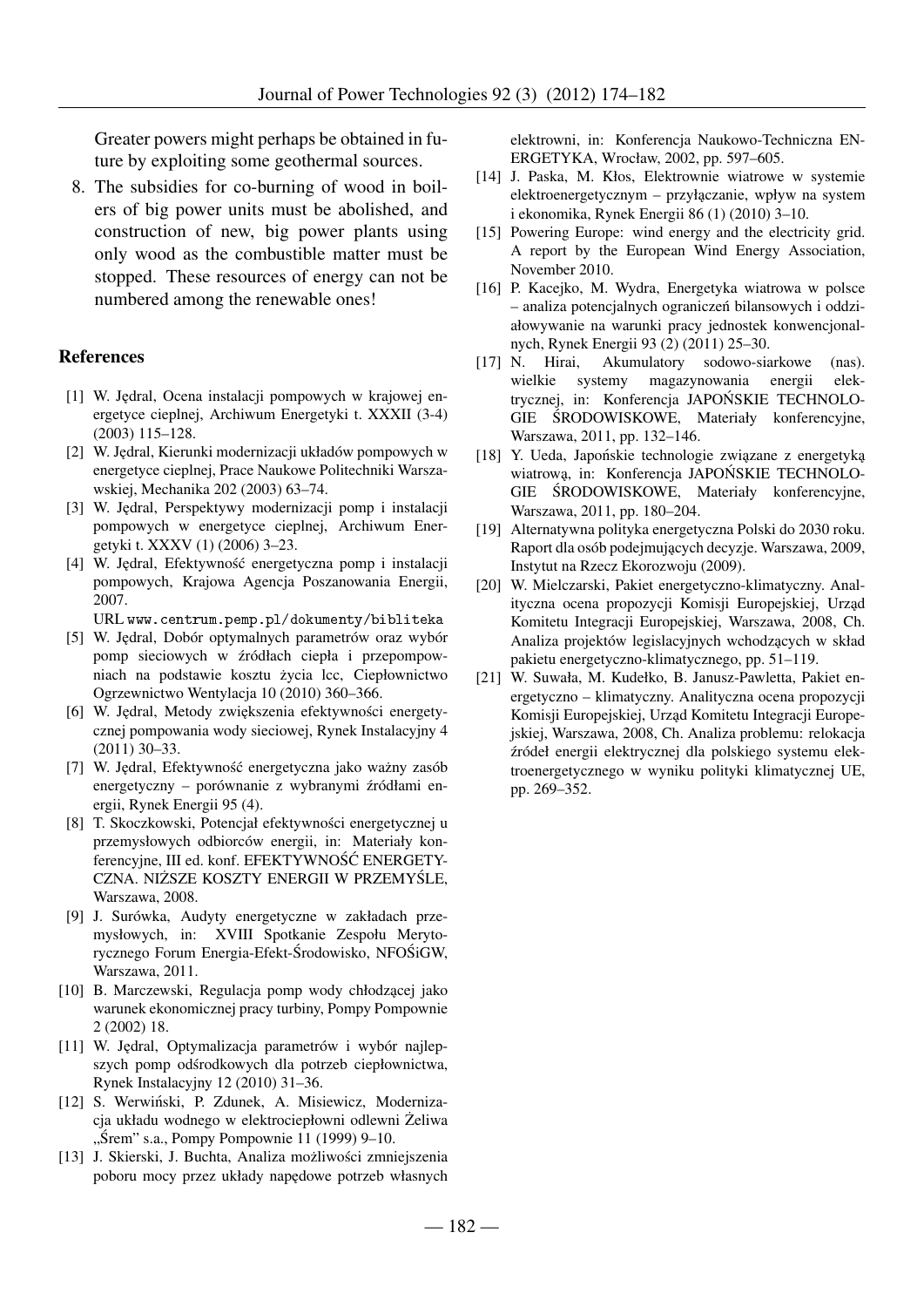Greater powers might perhaps be obtained in future by exploiting some geothermal sources.

8. The subsidies for co-burning of wood in boilers of big power units must be abolished, and construction of new, big power plants using only wood as the combustible matter must be stopped. These resources of energy can not be numbered among the renewable ones!

## References

[1] W. Jędral, Ocena instalacji pompowych w krajowej energetyce cieplnej, Archiwum Energetyki t. XXXII (3-4) (2003) 115–128.

[2] W. Jędral, Kierunki modernizacji układów pompowych w energetyce cieplnej, Prace Naukowe Politechniki Warszawskiej, Mechanika 202 (2003) 63–74.

[3] W. Jędral, Perspektywy modernizacji pomp i instalacji pompowych w energetyce cieplnej, Archiwum Energetyki t. XXXV (1) (2006) 3–23.

[4] W. Jędral, Efektywność energetyczna pomp i instalacji pompowych, Krajowa Agencja Poszanowania Energii, 2007.
URL www.centrum.pemp.pl/dokumenty/bibliteka

[5] W. Jędral, Dobór optymalnych parametrów oraz wybór pomp sieciowych w źródłach ciepła i przepompowniach na podstawie kosztu życia lcc, Ciepłownictwo Ogrzewnictwo Wentylacja 10 (2010) 360–366.

[6] W. Jędral, Metody zwiększenia efektywności energetycznej pompowania wody sieciowej, Rynek Instalacyjny 4 (2011) 30–33.

[7] W. Jędral, Efektywność energetyczna jako ważny zasób energetyczny – porównanie z wybranymi źródłami energii, Rynek Energii 95 (4).

[8] T. Skoczkowski, Potencjał efektywności energetycznej u przemysłowych odbiorców energii, in: Materiały konferencyjne, III ed. konf. EFEKTYWNOŚĆ ENERGETYCZNA. NIŻSZE KOSZTY ENERGII W PRZEMYŚLE, Warszawa, 2008.

[9] J. Surówka, Audyty energetyczne w zakładach przemysłowych, in: XVIII Spotkanie Zespołu Merytorycznego Forum Energia-Efekt-Środowisko, NFOŚiGW, Warszawa, 2011.

[10] B. Marczewski, Regulacja pomp wody chłodzącej jako warunek ekonomicznej pracy turbiny, Pompy Pompownie 2 (2002) 18.

[11] W. Jędral, Optymalizacja parametrów i wybór najlepszych pomp odśrodkowych dla potrzeb ciepłownictwa, Rynek Instalacyjny 12 (2010) 31–36.

[12] S. Werwiński, P. Zdunek, A. Misiewicz, Modernizacja układu wodnego w elektrociepłowni odlewni Żeliwa „Śrem" s.a., Pompy Pompownie 11 (1999) 9–10.

[13] J. Skierski, J. Buchta, Analiza możliwości zmniejszenia poboru mocy przez układy napędowe potrzeb własnych elektrowni, in: Konferencja Naukowo-Techniczna ENERGETYKA, Wrocław, 2002, pp. 597–605.

[14] J. Paska, M. Kłos, Elektrownie wiatrowe w systemie elektroenergetycznym – przyłączanie, wpływ na system i ekonomika, Rynek Energii 86 (1) (2010) 3–10.

[15] Powering Europe: wind energy and the electricity grid. A report by the European Wind Energy Association, November 2010.

[16] P. Kacejko, M. Wydra, Energetyka wiatrowa w polsce – analiza potencjalnych ograniczeń bilansowych i oddziaływania na warunki pracy jednostek konwencjonalnych, Rynek Energii 93 (2) (2011) 25–30.

[17] N. Hirai, Akumulatory sodowo-siarkowe (nas). wielkie systemy magazynowania energii elektrycznej, in: Konferencja JAPOŃSKIE TECHNOLOGIE ŚRODOWISKOWE, Materiały konferencyjne, Warszawa, 2011, pp. 132–146.

[18] Y. Ueda, Japońskie technologie związane z energetyką wiatrową, in: Konferencja JAPOŃSKIE TECHNOLOGIE ŚRODOWISKOWE, Materiały konferencyjne, Warszawa, 2011, pp. 180–204.

[19] Alternatywna polityka energetyczna Polski do 2030 roku. Raport dla osób podejmujących decyzje. Warszawa, 2009, Instytut na Rzecz Ekorozwoju (2009).

[20] W. Mielczarski, Pakiet energetyczno-klimatyczny. Analityczna ocena propozycji Komisji Europejskiej, Urząd Komitetu Integracji Europejskiej, Warszawa, 2008, Ch. Analiza projektów legislacyjnych wchodzących w skład pakietu energetyczno-klimatycznego, pp. 51–119.

[21] W. Suwała, M. Kudełko, B. Janusz-Pawletta, Pakiet energetyczno – klimatyczny. Analityczna ocena propozycji Komisji Europejskiej, Urząd Komitetu Integracji Europejskiej, Warszawa, 2008, Ch. Analiza problemu: relokacja źródeł energii elektrycznej dla polskiego systemu elektroenergetycznego w wyniku polityki klimatycznej UE, pp. 269–352.